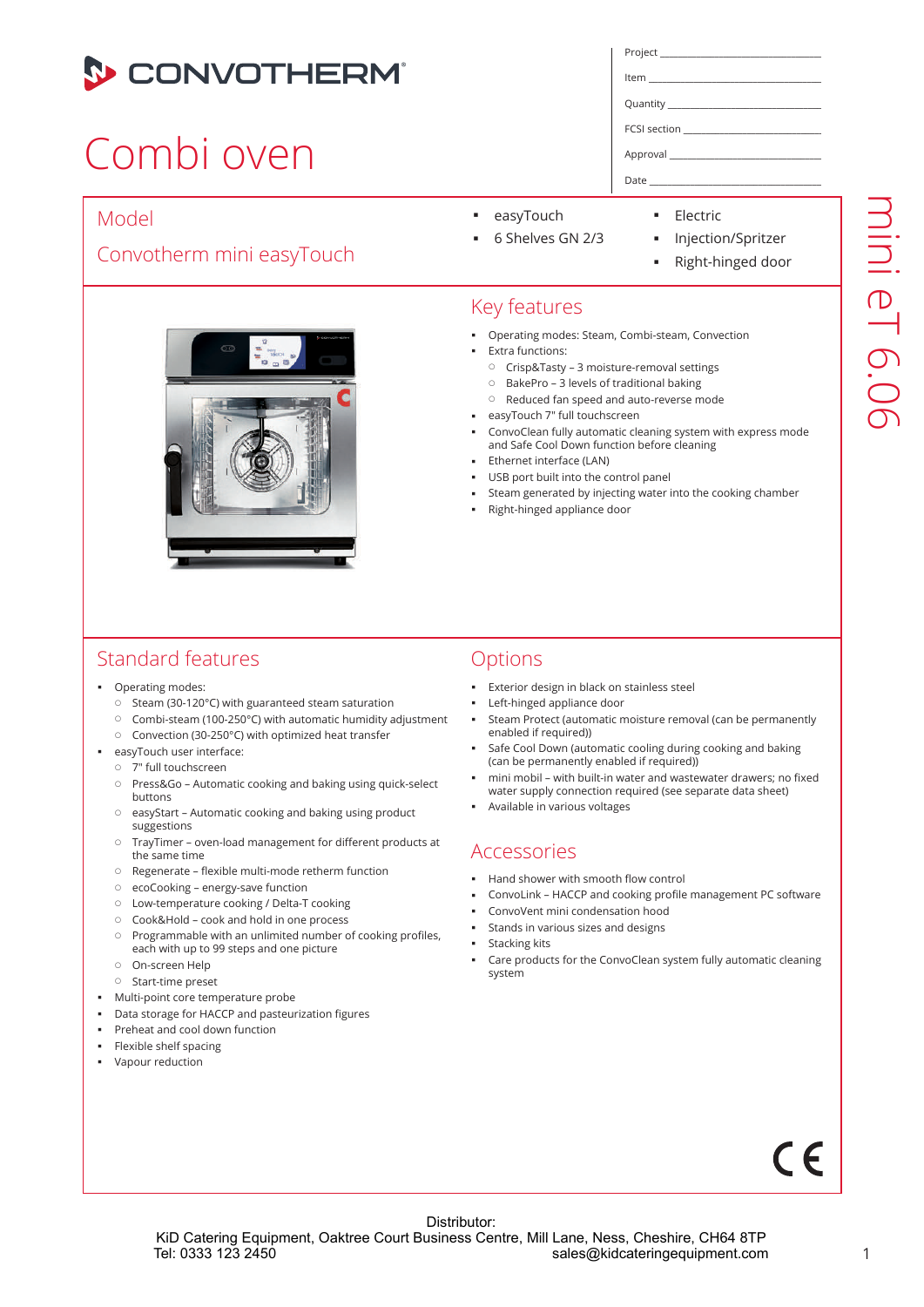# CONVOTHERM

# Combi oven

Project ______________________

Item ______________________

Quantity ______________________

FCSI section ______________________

Approval ______________________

Date ______________________

mini eT 6.06

## Model

Convotherm mini easyTouch

- easyTouch
- 6 Shelves GN 2/3
- Electric
- Injection/Spritzer
- Right-hinged door

## Key features

- Operating modes: Steam, Combi-steam, Convection
- Extra functions:
  - Crisp&Tasty – 3 moisture-removal settings
  - BakePro – 3 levels of traditional baking
  - Reduced fan speed and auto-reverse mode
- easyTouch 7" full touchscreen
- ConvoClean fully automatic cleaning system with express mode and Safe Cool Down function before cleaning
- Ethernet interface (LAN)
- USB port built into the control panel
- Steam generated by injecting water into the cooking chamber
- Right-hinged appliance door

## Standard features

- Operating modes:
  - Steam (30-120°C) with guaranteed steam saturation
  - Combi-steam (100-250°C) with automatic humidity adjustment
  - Convection (30-250°C) with optimized heat transfer
- easyTouch user interface:
  - 7" full touchscreen
  - Press&Go – Automatic cooking and baking using quick-select buttons
  - easyStart – Automatic cooking and baking using product suggestions
  - TrayTimer – oven-load management for different products at the same time
  - Regenerate – flexible multi-mode retherm function
  - ecoCooking – energy-save function
  - Low-temperature cooking / Delta-T cooking
  - Cook&Hold – cook and hold in one process
  - Programmable with an unlimited number of cooking profiles, each with up to 99 steps and one picture
  - On-screen Help
  - Start-time preset
- Multi-point core temperature probe
- Data storage for HACCP and pasteurization figures
- Preheat and cool down function
- Flexible shelf spacing
- Vapour reduction

## Options

- Exterior design in black on stainless steel
- Left-hinged appliance door
- Steam Protect (automatic moisture removal (can be permanently enabled if required))
- Safe Cool Down (automatic cooling during cooking and baking (can be permanently enabled if required))
- mini mobil – with built-in water and wastewater drawers; no fixed water supply connection required (see separate data sheet)
- Available in various voltages

## Accessories

- Hand shower with smooth flow control
- ConvoLink – HACCP and cooking profile management PC software
- ConvoVent mini condensation hood
- Stands in various sizes and designs
- Stacking kits
- Care products for the ConvoClean system fully automatic cleaning system

CE

Distributor:
KiD Catering Equipment, Oaktree Court Business Centre, Mill Lane, Ness, Cheshire, CH64 8TP
Tel: 0333 123 2450 sales@kidcateringequipment.com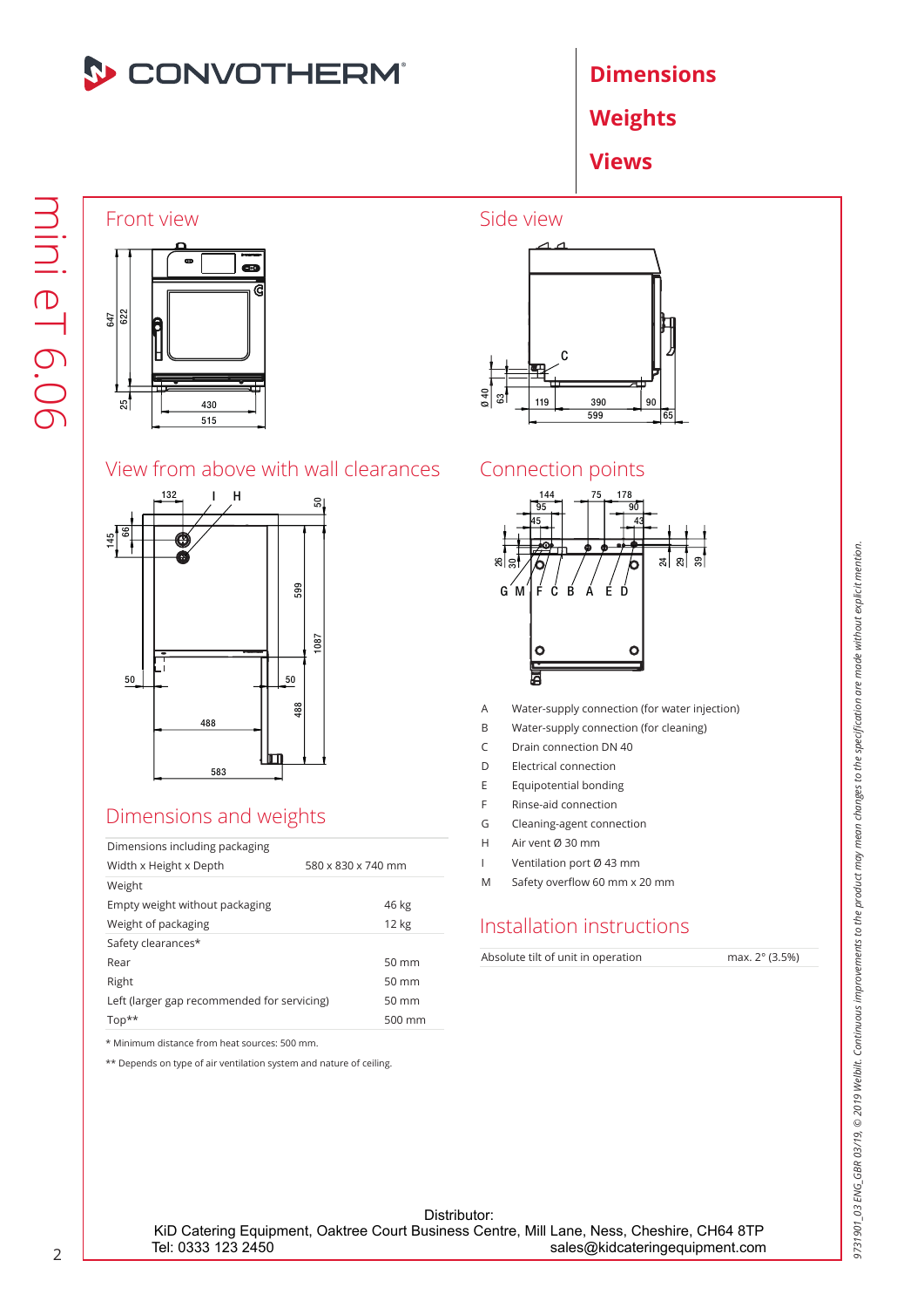# Dimensions

# Weights

# Views

mini eT 6.06

## Front view

## Side view

## View from above with wall clearances

## Connection points

| | |
|---|---|
| A | Water-supply connection (for water injection) |
| B | Water-supply connection (for cleaning) |
| C | Drain connection DN 40 |
| D | Electrical connection |
| E | Equipotential bonding |
| F | Rinse-aid connection |
| G | Cleaning-agent connection |
| H | Air vent Ø 30 mm |
| I | Ventilation port Ø 43 mm |
| M | Safety overflow 60 mm x 20 mm |

## Dimensions and weights

| | |
|---|---|
| Dimensions including packaging | |
| Width x Height x Depth | 580 x 830 x 740 mm |
| Weight | |
| Empty weight without packaging | 46 kg |
| Weight of packaging | 12 kg |
| Safety clearances* | |
| Rear | 50 mm |
| Right | 50 mm |
| Left (larger gap recommended for servicing) | 50 mm |
| Top** | 500 mm |

\* Minimum distance from heat sources: 500 mm.

** Depends on type of air ventilation system and nature of ceiling.

## Installation instructions

| | |
|---|---|
| Absolute tilt of unit in operation | max. 2° (3.5%) |

9731901_03 ENG_GBR 03/19, © 2019 Welbilt. Continuous improvements to the product may mean changes to the specification are made without explicit mention.

Distributor:
KiD Catering Equipment, Oaktree Court Business Centre, Mill Lane, Ness, Cheshire, CH64 8TP
Tel: 0333 123 2450 sales@kidcateringequipment.com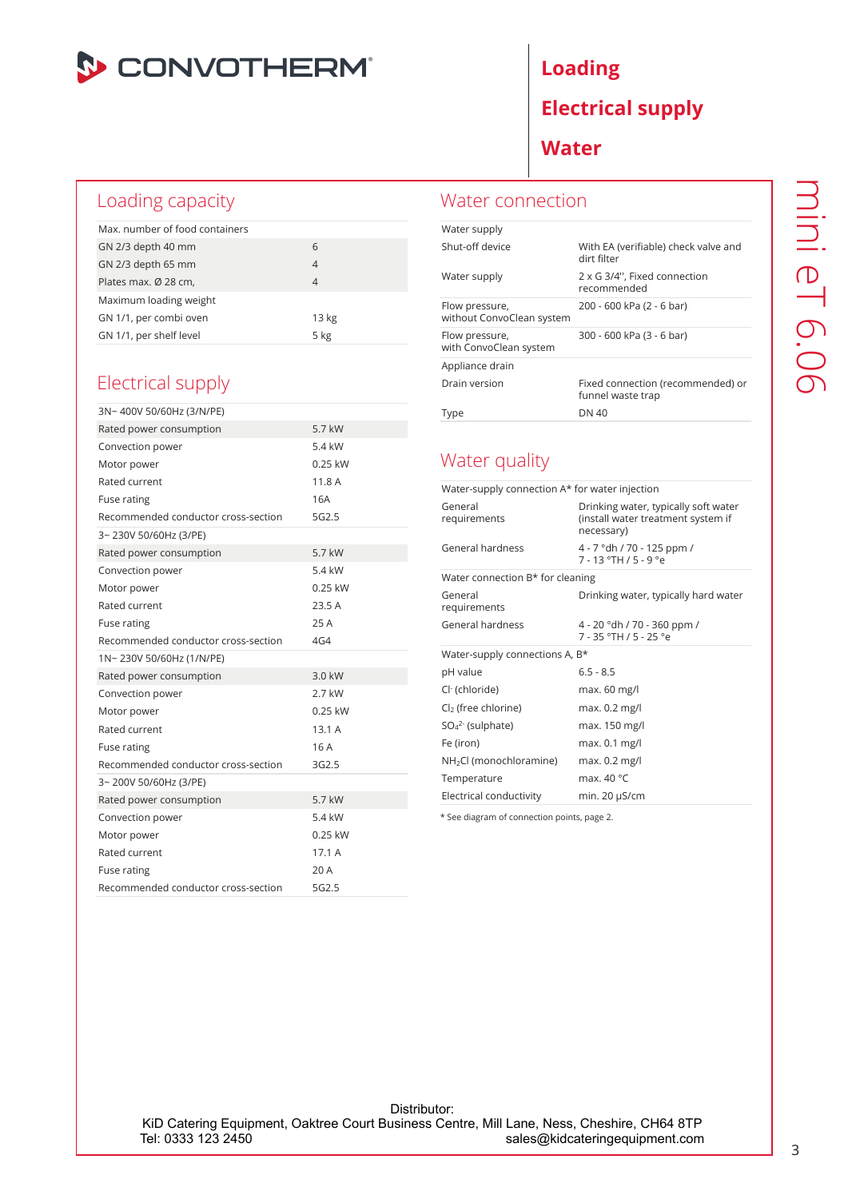# Loading

# Electrical supply

# Water

## Loading capacity

| Max. number of food containers | |
|---|---|
| GN 2/3 depth 40 mm | 6 |
| GN 2/3 depth 65 mm | 4 |
| Plates max. Ø 28 cm, | 4 |
| **Maximum loading weight** | |
| GN 1/1, per combi oven | 13 kg |
| GN 1/1, per shelf level | 5 kg |

## Electrical supply

| 3N~ 400V 50/60Hz (3/N/PE) | |
|---|---|
| Rated power consumption | 5.7 kW |
| Convection power | 5.4 kW |
| Motor power | 0.25 kW |
| Rated current | 11.8 A |
| Fuse rating | 16A |
| Recommended conductor cross-section | 5G2.5 |
| **3~ 230V 50/60Hz (3/PE)** | |
| Rated power consumption | 5.7 kW |
| Convection power | 5.4 kW |
| Motor power | 0.25 kW |
| Rated current | 23.5 A |
| Fuse rating | 25 A |
| Recommended conductor cross-section | 4G4 |
| **1N~ 230V 50/60Hz (1/N/PE)** | |
| Rated power consumption | 3.0 kW |
| Convection power | 2.7 kW |
| Motor power | 0.25 kW |
| Rated current | 13.1 A |
| Fuse rating | 16 A |
| Recommended conductor cross-section | 3G2.5 |
| **3~ 200V 50/60Hz (3/PE)** | |
| Rated power consumption | 5.7 kW |
| Convection power | 5.4 kW |
| Motor power | 0.25 kW |
| Rated current | 17.1 A |
| Fuse rating | 20 A |
| Recommended conductor cross-section | 5G2.5 |

## Water connection

| Water supply | |
|---|---|
| Shut-off device | With EA (verifiable) check valve and dirt filter |
| Water supply | 2 x G 3/4'', Fixed connection recommended |
| Flow pressure, without ConvoClean system | 200 - 600 kPa (2 - 6 bar) |
| Flow pressure, with ConvoClean system | 300 - 600 kPa (3 - 6 bar) |
| **Appliance drain** | |
| Drain version | Fixed connection (recommended) or funnel waste trap |
| Type | DN 40 |

## Water quality

| Water-supply connection A* for water injection | |
|---|---|
| General requirements | Drinking water, typically soft water (install water treatment system if necessary) |
| General hardness | 4 - 7 °dh / 70 - 125 ppm / 7 - 13 °TH / 5 - 9 °e |
| **Water connection B* for cleaning** | |
| General requirements | Drinking water, typically hard water |
| General hardness | 4 - 20 °dh / 70 - 360 ppm / 7 - 35 °TH / 5 - 25 °e |
| **Water-supply connections A, B*** | |
| pH value | 6.5 - 8.5 |
| $Cl^-$ (chloride) | max. 60 mg/l |
| $Cl_2$ (free chlorine) | max. 0.2 mg/l |
| $SO_4^{2-}$ (sulphate) | max. 150 mg/l |
| Fe (iron) | max. 0.1 mg/l |
| $NH_2Cl$ (monochloramine) | max. 0.2 mg/l |
| Temperature | max. 40 °C |
| Electrical conductivity | min. 20 µS/cm |

* See diagram of connection points, page 2.

Distributor:
KiD Catering Equipment, Oaktree Court Business Centre, Mill Lane, Ness, Cheshire, CH64 8TP
Tel: 0333 123 2450 sales@kidcateringequipment.com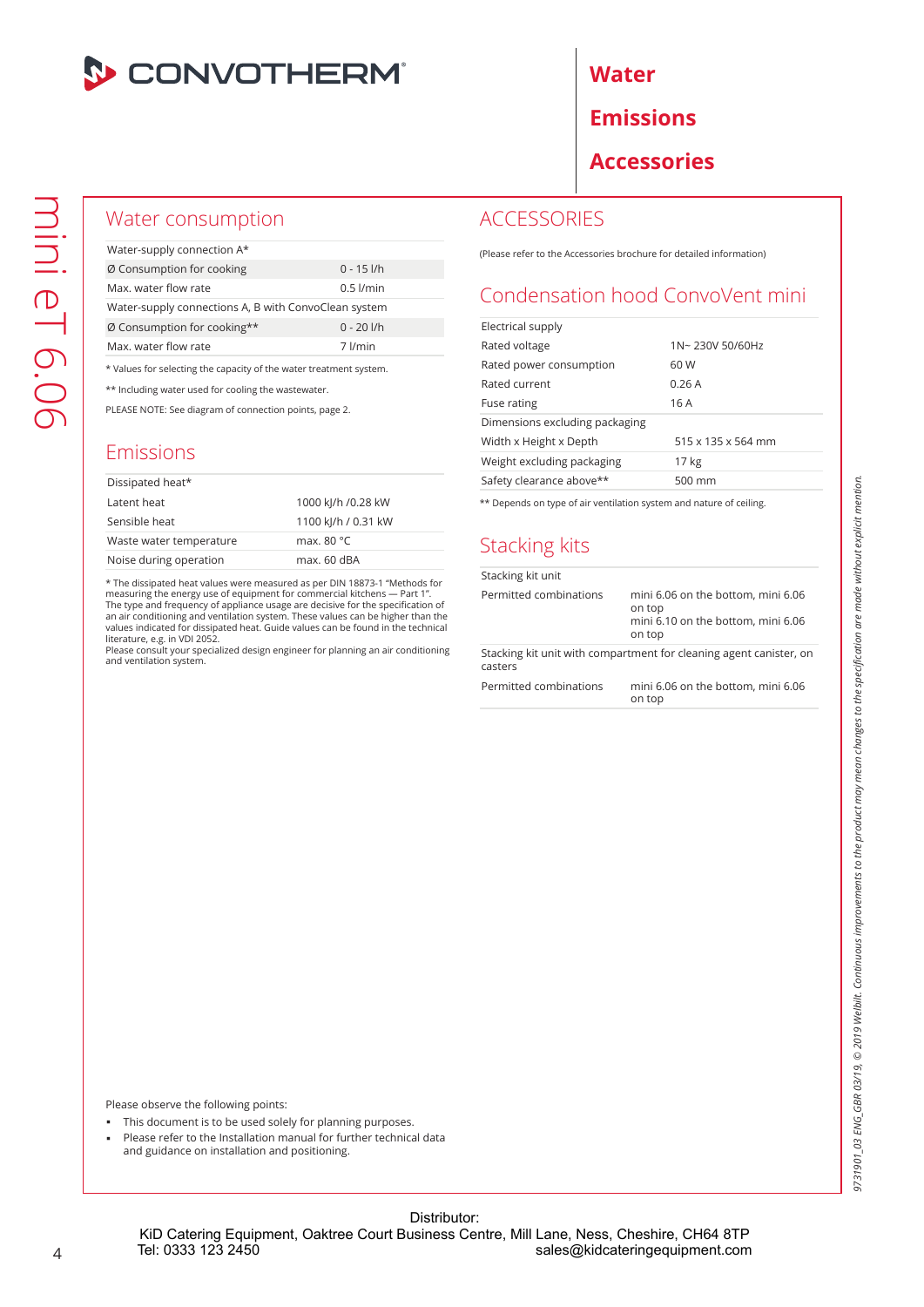# CONVOTHERM

**Water**

**Emissions**

**Accessories**

mini eT 6.06

## Water consumption

| | |
|---|---|
| Water-supply connection A* | |
| Ø Consumption for cooking | 0 - 15 l/h |
| Max. water flow rate | 0.5 l/min |
| Water-supply connections A, B with ConvoClean system | |
| Ø Consumption for cooking** | 0 - 20 l/h |
| Max. water flow rate | 7 l/min |

* Values for selecting the capacity of the water treatment system.

** Including water used for cooling the wastewater.

PLEASE NOTE: See diagram of connection points, page 2.

## Emissions

| | |
|---|---|
| Dissipated heat* | |
| Latent heat | 1000 kJ/h /0.28 kW |
| Sensible heat | 1100 kJ/h / 0.31 kW |
| Waste water temperature | max. 80 °C |
| Noise during operation | max. 60 dBA |

* The dissipated heat values were measured as per DIN 18873-1 "Methods for measuring the energy use of equipment for commercial kitchens — Part 1". The type and frequency of appliance usage are decisive for the specification of an air conditioning and ventilation system. These values can be higher than the values indicated for dissipated heat. Guide values can be found in the technical literature, e.g. in VDI 2052.
Please consult your specialized design engineer for planning an air conditioning and ventilation system.

## ACCESSORIES

(Please refer to the Accessories brochure for detailed information)

### Condensation hood ConvoVent mini

| | |
|---|---|
| Electrical supply | |
| Rated voltage | 1N~ 230V 50/60Hz |
| Rated power consumption | 60 W |
| Rated current | 0.26 A |
| Fuse rating | 16 A |
| Dimensions excluding packaging | |
| Width x Height x Depth | 515 x 135 x 564 mm |
| Weight excluding packaging | 17 kg |
| Safety clearance above** | 500 mm |

** Depends on type of air ventilation system and nature of ceiling.

### Stacking kits

| | |
|---|---|
| Stacking kit unit | |
| Permitted combinations | mini 6.06 on the bottom, mini 6.06 on top<br>mini 6.10 on the bottom, mini 6.06 on top |
| Stacking kit unit with compartment for cleaning agent canister, on casters | |
| Permitted combinations | mini 6.06 on the bottom, mini 6.06 on top |

Please observe the following points:

- This document is to be used solely for planning purposes.
- Please refer to the Installation manual for further technical data and guidance on installation and positioning.

*9731901_03 ENG_GBR 03/19, © 2019 Welbilt. Continuous improvements to the product may mean changes to the specification are made without explicit mention.*

Distributor:
KiD Catering Equipment, Oaktree Court Business Centre, Mill Lane, Ness, Cheshire, CH64 8TP
Tel: 0333 123 2450 sales@kidcateringequipment.com